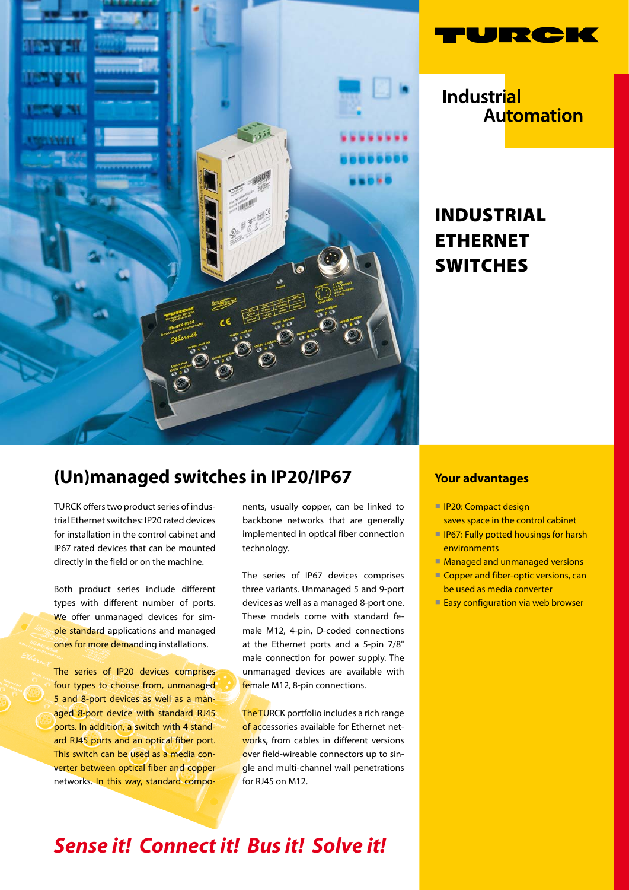TURCK

Industrial Automation

# INDUSTRIAL ETHERNET SWITCHES

## (Un)managed switches in IP20/IP67

TURCK offers two product series of industrial Ethernet switches: IP20 rated devices for installation in the control cabinet and IP67 rated devices that can be mounted directly in the field or on the machine.

Both product series include different types with different number of ports. We offer unmanaged devices for simple standard applications and managed ones for more demanding installations.

The series of IP20 devices comprises four types to choose from, unmanaged 5 and 8-port devices as well as a managed 8-port device with standard RJ45 ports. In addition, a switch with 4 standard RJ45 ports and an optical fiber port. This switch can be used as a media converter between optical fiber and copper networks. In this way, standard components, usually copper, can be linked to backbone networks that are generally implemented in optical fiber connection technology.

The series of IP67 devices comprises three variants. Unmanaged 5 and 9-port devices as well as a managed 8-port one. These models come with standard female M12, 4-pin, D-coded connections at the Ethernet ports and a 5-pin 7/8" male connection for power supply. The unmanaged devices are available with female M12, 8-pin connections.

The TURCK portfolio includes a rich range of accessories available for Ethernet networks, from cables in different versions over field-wireable connectors up to single and multi-channel wall penetrations for RJ45 on M12.

### Your advantages

- IP20: Compact design saves space in the control cabinet
- IP67: Fully potted housings for harsh environments
- Managed and unmanaged versions
- Copper and fiber-optic versions, can be used as media converter
- Easy configuration via web browser

***Sense it! Connect it! Bus it! Solve it!***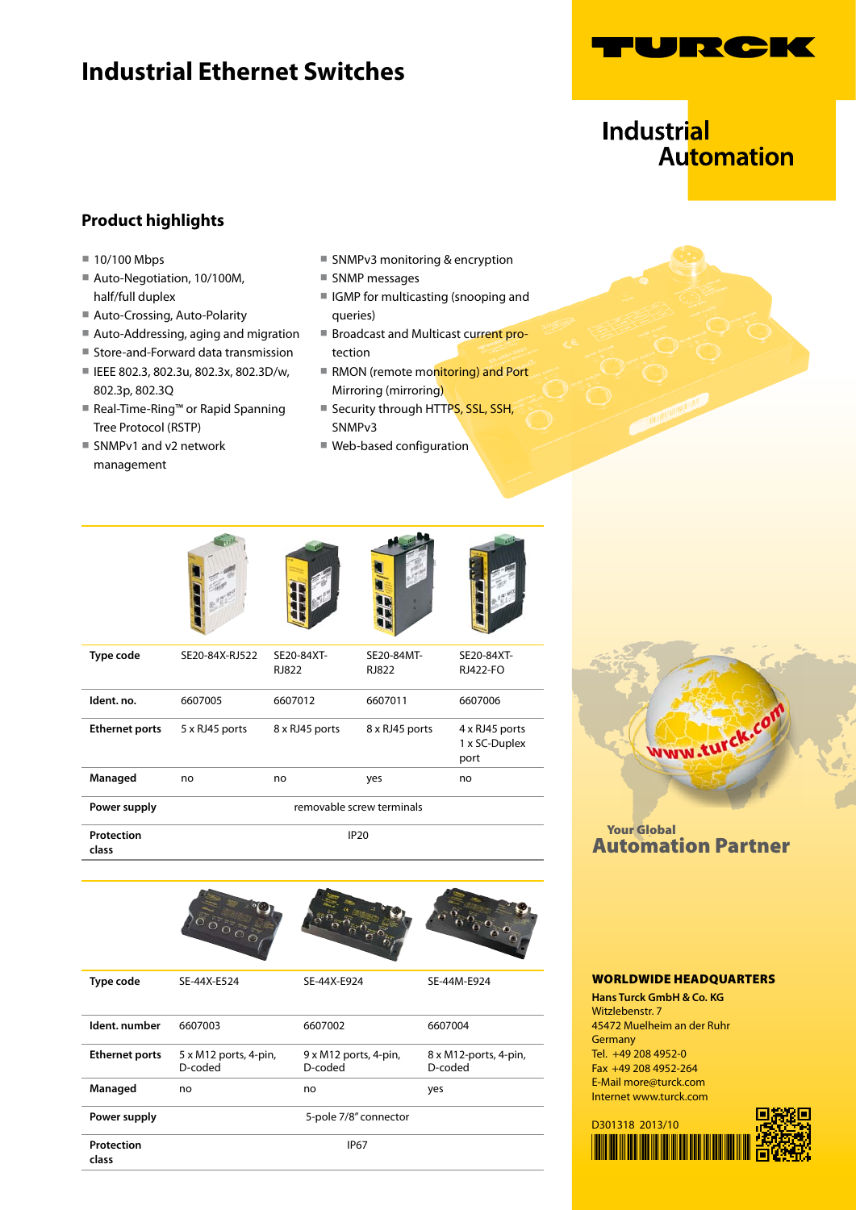# Industrial Ethernet Switches

TURCK

Industrial Automation

## Product highlights

- 10/100 Mbps
- Auto-Negotiation, 10/100M, half/full duplex
- Auto-Crossing, Auto-Polarity
- Auto-Addressing, aging and migration
- Store-and-Forward data transmission
- IEEE 802.3, 802.3u, 802.3x, 802.3D/w, 802.3p, 802.3Q
- Real-Time-Ring™ or Rapid Spanning Tree Protocol (RSTP)
- SNMPv1 and v2 network management
- SNMPv3 monitoring & encryption
- SNMP messages
- IGMP for multicasting (snooping and queries)
- Broadcast and Multicast current protection
- RMON (remote monitoring) and Port Mirroring (mirroring)
- Security through HTTPS, SSL, SSH, SNMPv3
- Web-based configuration

| | | | | |
|---|---|---|---|---|
| **Type code** | SE20-84X-RJ522 | SE20-84XT-RJ822 | SE20-84MT-RJ822 | SE20-84XT-RJ422-FO |
| **Ident. no.** | 6607005 | 6607012 | 6607011 | 6607006 |
| **Ethernet ports** | 5 x RJ45 ports | 8 x RJ45 ports | 8 x RJ45 ports | 4 x RJ45 ports 1 x SC-Duplex port |
| **Managed** | no | no | yes | no |
| **Power supply** | removable screw terminals | | | |
| **Protection class** | IP20 | | | |

| | | | |
|---|---|---|---|
| **Type code** | SE-44X-E524 | SE-44X-E924 | SE-44M-E924 |
| **Ident. number** | 6607003 | 6607002 | 6607004 |
| **Ethernet ports** | 5 x M12 ports, 4-pin, D-coded | 9 x M12 ports, 4-pin, D-coded | 8 x M12-ports, 4-pin, D-coded |
| **Managed** | no | no | yes |
| **Power supply** | 5-pole 7/8" connector | | |
| **Protection class** | IP67 | | |

www.turck.com

Your Global **Automation Partner**

**WORLDWIDE HEADQUARTERS**

**Hans Turck GmbH & Co. KG**
Witzlebenstr. 7
45472 Muelheim an der Ruhr
Germany
Tel. +49 208 4952-0
Fax +49 208 4952-264
E-Mail more@turck.com
Internet www.turck.com

D301318 2013/10